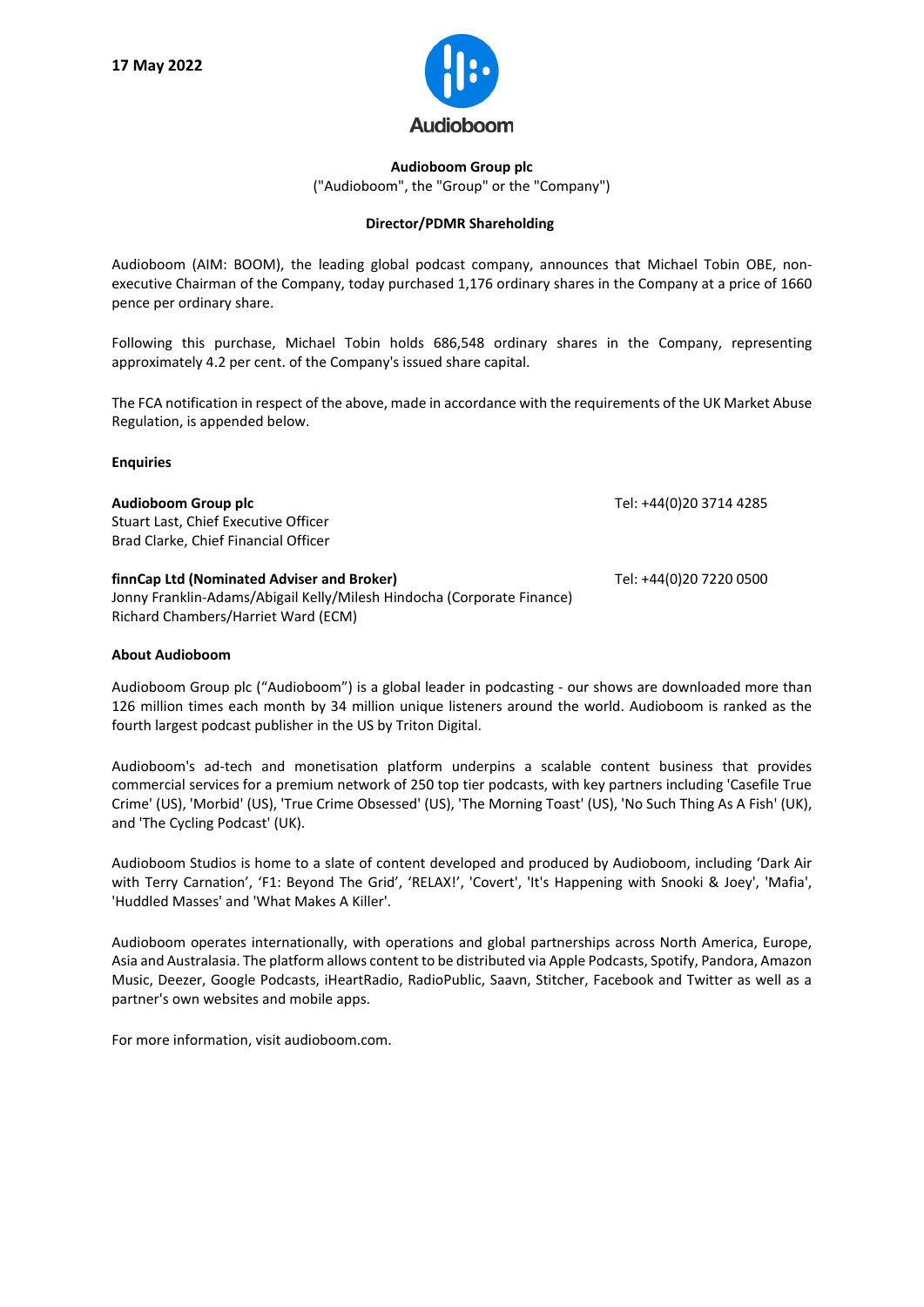**17 May 2022**

Audioboom

**Audioboom Group plc**

("Audioboom", the "Group" or the "Company")

**Director/PDMR Shareholding**

Audioboom (AIM: BOOM), the leading global podcast company, announces that Michael Tobin OBE, non-executive Chairman of the Company, today purchased 1,176 ordinary shares in the Company at a price of 1660 pence per ordinary share.

Following this purchase, Michael Tobin holds 686,548 ordinary shares in the Company, representing approximately 4.2 per cent. of the Company's issued share capital.

The FCA notification in respect of the above, made in accordance with the requirements of the UK Market Abuse Regulation, is appended below.

**Enquiries**

**Audioboom Group plc** Tel: +44(0)20 3714 4285
Stuart Last, Chief Executive Officer
Brad Clarke, Chief Financial Officer

**finnCap Ltd (Nominated Adviser and Broker)** Tel: +44(0)20 7220 0500
Jonny Franklin-Adams/Abigail Kelly/Milesh Hindocha (Corporate Finance)
Richard Chambers/Harriet Ward (ECM)

**About Audioboom**

Audioboom Group plc ("Audioboom") is a global leader in podcasting - our shows are downloaded more than 126 million times each month by 34 million unique listeners around the world. Audioboom is ranked as the fourth largest podcast publisher in the US by Triton Digital.

Audioboom's ad-tech and monetisation platform underpins a scalable content business that provides commercial services for a premium network of 250 top tier podcasts, with key partners including 'Casefile True Crime' (US), 'Morbid' (US), 'True Crime Obsessed' (US), 'The Morning Toast' (US), 'No Such Thing As A Fish' (UK), and 'The Cycling Podcast' (UK).

Audioboom Studios is home to a slate of content developed and produced by Audioboom, including 'Dark Air with Terry Carnation', 'F1: Beyond The Grid', 'RELAX!', 'Covert', 'It's Happening with Snooki & Joey', 'Mafia', 'Huddled Masses' and 'What Makes A Killer'.

Audioboom operates internationally, with operations and global partnerships across North America, Europe, Asia and Australasia. The platform allows content to be distributed via Apple Podcasts, Spotify, Pandora, Amazon Music, Deezer, Google Podcasts, iHeartRadio, RadioPublic, Saavn, Stitcher, Facebook and Twitter as well as a partner's own websites and mobile apps.

For more information, visit audioboom.com.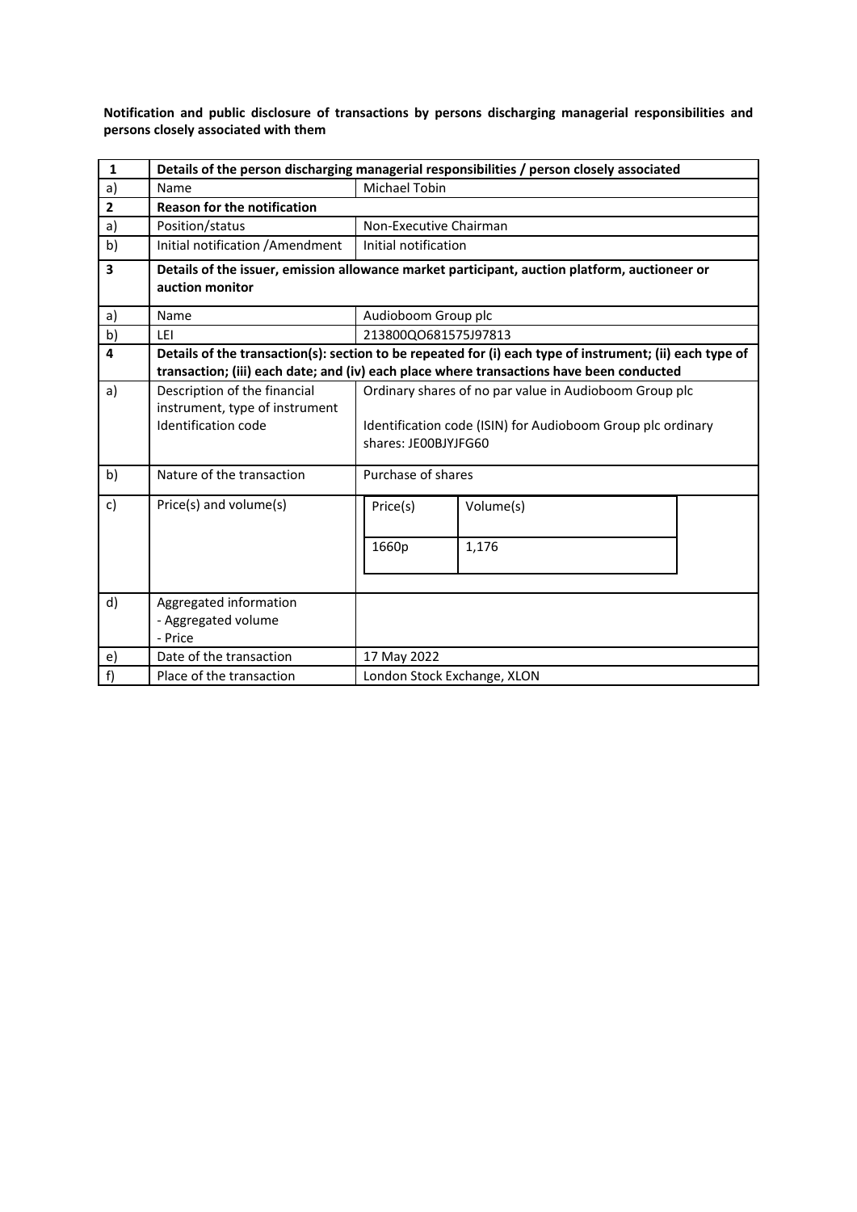**Notification and public disclosure of transactions by persons discharging managerial responsibilities and persons closely associated with them**

| | | |
|---|---|---|
| **1** | **Details of the person discharging managerial responsibilities / person closely associated** | |
| a) | Name | Michael Tobin |
| **2** | **Reason for the notification** | |
| a) | Position/status | Non-Executive Chairman |
| b) | Initial notification /Amendment | Initial notification |
| **3** | **Details of the issuer, emission allowance market participant, auction platform, auctioneer or auction monitor** | |
| a) | Name | Audioboom Group plc |
| b) | LEI | 213800QO681575J97813 |
| **4** | **Details of the transaction(s): section to be repeated for (i) each type of instrument; (ii) each type of transaction; (iii) each date; and (iv) each place where transactions have been conducted** | |
| a) | Description of the financial instrument, type of instrument Identification code | Ordinary shares of no par value in Audioboom Group plc<br><br>Identification code (ISIN) for Audioboom Group plc ordinary shares: JE00BJYJFG60 |
| b) | Nature of the transaction | Purchase of shares |
| c) | Price(s) and volume(s) | Price(s): 1660p<br>Volume(s): 1,176 |
| d) | Aggregated information<br>- Aggregated volume<br>- Price | |
| e) | Date of the transaction | 17 May 2022 |
| f) | Place of the transaction | London Stock Exchange, XLON |